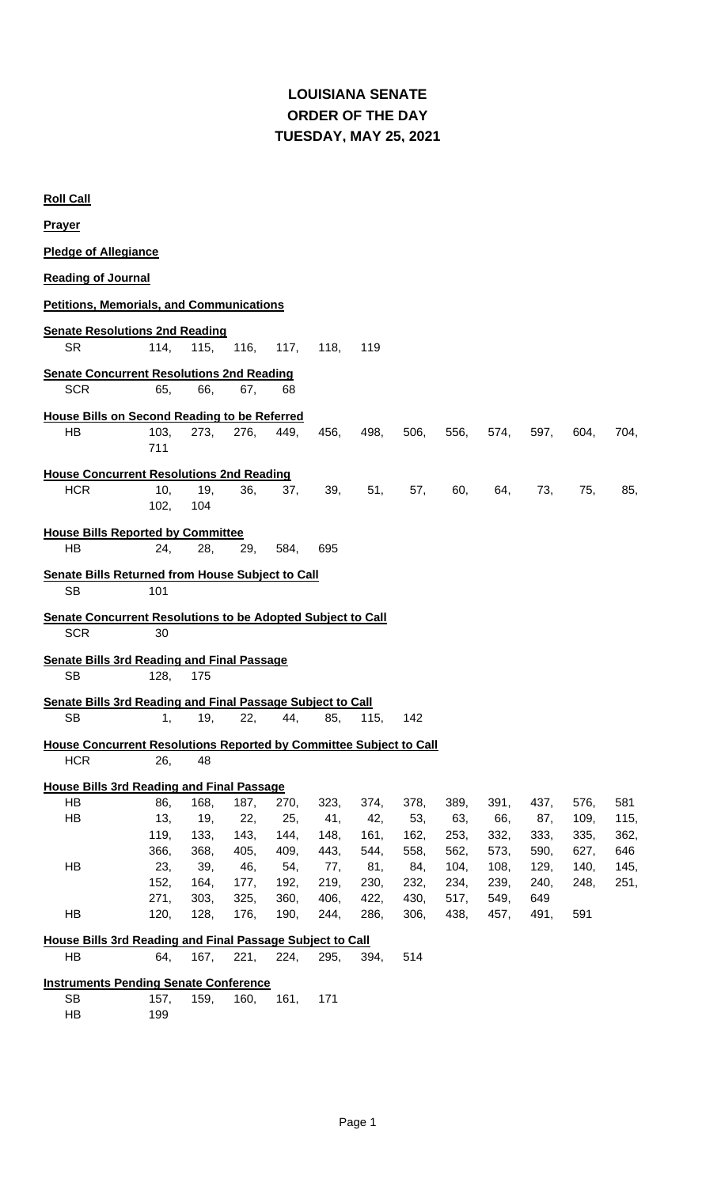# LOUISIANA SENATE
# ORDER OF THE DAY
# TUESDAY, MAY 25, 2021

**Roll Call**

**Prayer**

**Pledge of Allegiance**

**Reading of Journal**

**Petitions, Memorials, and Communications**

**Senate Resolutions 2nd Reading**

SR 114, 115, 116, 117, 118, 119

**Senate Concurrent Resolutions 2nd Reading**

SCR 65, 66, 67, 68

**House Bills on Second Reading to be Referred**

HB 103, 273, 276, 449, 456, 498, 506, 556, 574, 597, 604, 704, 711

**House Concurrent Resolutions 2nd Reading**

HCR 10, 19, 36, 37, 39, 51, 57, 60, 64, 73, 75, 85, 102, 104

**House Bills Reported by Committee**

HB 24, 28, 29, 584, 695

**Senate Bills Returned from House Subject to Call**

SB 101

**Senate Concurrent Resolutions to be Adopted Subject to Call**

SCR 30

**Senate Bills 3rd Reading and Final Passage**

SB 128, 175

**Senate Bills 3rd Reading and Final Passage Subject to Call**

SB 1, 19, 22, 44, 85, 115, 142

**House Concurrent Resolutions Reported by Committee Subject to Call**

HCR 26, 48

**House Bills 3rd Reading and Final Passage**

HB 86, 168, 187, 270, 323, 374, 378, 389, 391, 437, 576, 581

HB 13, 19, 22, 25, 41, 42, 53, 63, 66, 87, 109, 115, 119, 133, 143, 144, 148, 161, 162, 253, 332, 333, 335, 362, 366, 368, 405, 409, 443, 544, 558, 562, 573, 590, 627, 646

HB 23, 39, 46, 54, 77, 81, 84, 104, 108, 129, 140, 145, 152, 164, 177, 192, 219, 230, 232, 234, 239, 240, 248, 251, 271, 303, 325, 360, 406, 422, 430, 517, 549, 649

HB 120, 128, 176, 190, 244, 286, 306, 438, 457, 491, 591

**House Bills 3rd Reading and Final Passage Subject to Call**

HB 64, 167, 221, 224, 295, 394, 514

**Instruments Pending Senate Conference**

SB 157, 159, 160, 161, 171

HB 199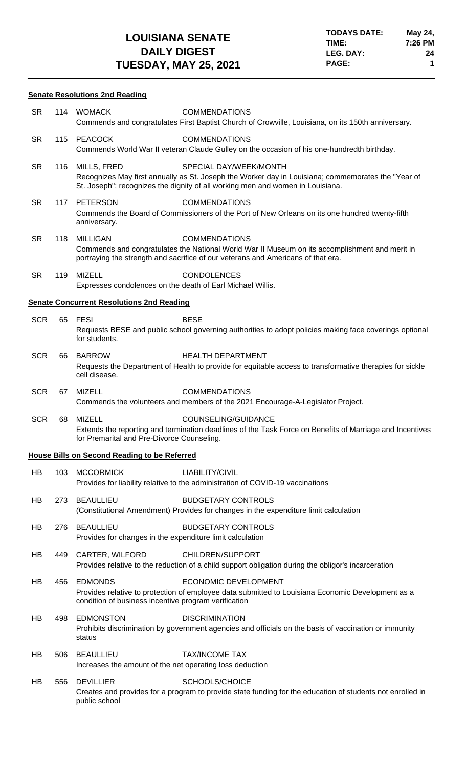# LOUISIANA SENATE DAILY DIGEST
## TUESDAY, MAY 25, 2021

**TODAYS DATE:** May 24,
**TIME:** 7:26 PM
**LEG. DAY:** 24

### Senate Resolutions 2nd Reading

**SR 114 WOMACK** — COMMENDATIONS
Commends and congratulates First Baptist Church of Crowville, Louisiana, on its 150th anniversary.

**SR 115 PEACOCK** — COMMENDATIONS
Commends World War II veteran Claude Gulley on the occasion of his one-hundredth birthday.

**SR 116 MILLS, FRED** — SPECIAL DAY/WEEK/MONTH
Recognizes May first annually as St. Joseph the Worker day in Louisiana; commemorates the "Year of St. Joseph"; recognizes the dignity of all working men and women in Louisiana.

**SR 117 PETERSON** — COMMENDATIONS
Commends the Board of Commissioners of the Port of New Orleans on its one hundred twenty-fifth anniversary.

**SR 118 MILLIGAN** — COMMENDATIONS
Commends and congratulates the National World War II Museum on its accomplishment and merit in portraying the strength and sacrifice of our veterans and Americans of that era.

**SR 119 MIZELL** — CONDOLENCES
Expresses condolences on the death of Earl Michael Willis.

### Senate Concurrent Resolutions 2nd Reading

**SCR 65 FESI** — BESE
Requests BESE and public school governing authorities to adopt policies making face coverings optional for students.

**SCR 66 BARROW** — HEALTH DEPARTMENT
Requests the Department of Health to provide for equitable access to transformative therapies for sickle cell disease.

**SCR 67 MIZELL** — COMMENDATIONS
Commends the volunteers and members of the 2021 Encourage-A-Legislator Project.

**SCR 68 MIZELL** — COUNSELING/GUIDANCE
Extends the reporting and termination deadlines of the Task Force on Benefits of Marriage and Incentives for Premarital and Pre-Divorce Counseling.

### House Bills on Second Reading to be Referred

**HB 103 MCCORMICK** — LIABILITY/CIVIL
Provides for liability relative to the administration of COVID-19 vaccinations

**HB 273 BEAULLIEU** — BUDGETARY CONTROLS
(Constitutional Amendment) Provides for changes in the expenditure limit calculation

**HB 276 BEAULLIEU** — BUDGETARY CONTROLS
Provides for changes in the expenditure limit calculation

**HB 449 CARTER, WILFORD** — CHILDREN/SUPPORT
Provides relative to the reduction of a child support obligation during the obligor's incarceration

**HB 456 EDMONDS** — ECONOMIC DEVELOPMENT
Provides relative to protection of employee data submitted to Louisiana Economic Development as a condition of business incentive program verification

**HB 498 EDMONSTON** — DISCRIMINATION
Prohibits discrimination by government agencies and officials on the basis of vaccination or immunity status

**HB 506 BEAULLIEU** — TAX/INCOME TAX
Increases the amount of the net operating loss deduction

**HB 556 DEVILLIER** — SCHOOLS/CHOICE
Creates and provides for a program to provide state funding for the education of students not enrolled in public school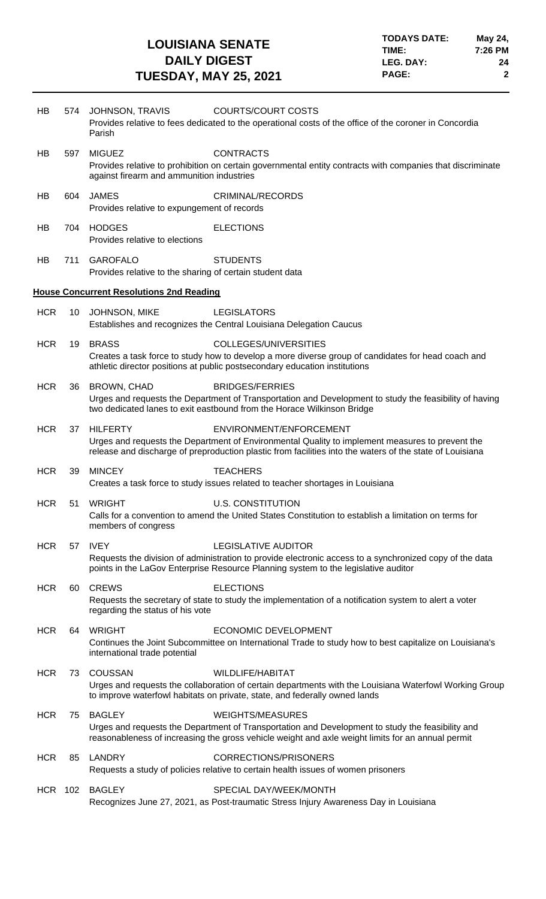| | | | |
|---|---|---|---|
| HB | 574 | JOHNSON, TRAVIS | COURTS/COURT COSTS |
| | | Provides relative to fees dedicated to the operational costs of the office of the coroner in Concordia Parish | |
| HB | 597 | MIGUEZ | CONTRACTS |
| | | Provides relative to prohibition on certain governmental entity contracts with companies that discriminate against firearm and ammunition industries | |
| HB | 604 | JAMES | CRIMINAL/RECORDS |
| | | Provides relative to expungement of records | |
| HB | 704 | HODGES | ELECTIONS |
| | | Provides relative to elections | |
| HB | 711 | GAROFALO | STUDENTS |
| | | Provides relative to the sharing of certain student data | |

**House Concurrent Resolutions 2nd Reading**

| | | | |
|---|---|---|---|
| HCR | 10 | JOHNSON, MIKE | LEGISLATORS |
| | | Establishes and recognizes the Central Louisiana Delegation Caucus | |
| HCR | 19 | BRASS | COLLEGES/UNIVERSITIES |
| | | Creates a task force to study how to develop a more diverse group of candidates for head coach and athletic director positions at public postsecondary education institutions | |
| HCR | 36 | BROWN, CHAD | BRIDGES/FERRIES |
| | | Urges and requests the Department of Transportation and Development to study the feasibility of having two dedicated lanes to exit eastbound from the Horace Wilkinson Bridge | |
| HCR | 37 | HILFERTY | ENVIRONMENT/ENFORCEMENT |
| | | Urges and requests the Department of Environmental Quality to implement measures to prevent the release and discharge of preproduction plastic from facilities into the waters of the state of Louisiana | |
| HCR | 39 | MINCEY | TEACHERS |
| | | Creates a task force to study issues related to teacher shortages in Louisiana | |
| HCR | 51 | WRIGHT | U.S. CONSTITUTION |
| | | Calls for a convention to amend the United States Constitution to establish a limitation on terms for members of congress | |
| HCR | 57 | IVEY | LEGISLATIVE AUDITOR |
| | | Requests the division of administration to provide electronic access to a synchronized copy of the data points in the LaGov Enterprise Resource Planning system to the legislative auditor | |
| HCR | 60 | CREWS | ELECTIONS |
| | | Requests the secretary of state to study the implementation of a notification system to alert a voter regarding the status of his vote | |
| HCR | 64 | WRIGHT | ECONOMIC DEVELOPMENT |
| | | Continues the Joint Subcommittee on International Trade to study how to best capitalize on Louisiana's international trade potential | |
| HCR | 73 | COUSSAN | WILDLIFE/HABITAT |
| | | Urges and requests the collaboration of certain departments with the Louisiana Waterfowl Working Group to improve waterfowl habitats on private, state, and federally owned lands | |
| HCR | 75 | BAGLEY | WEIGHTS/MEASURES |
| | | Urges and requests the Department of Transportation and Development to study the feasibility and reasonableness of increasing the gross vehicle weight and axle weight limits for an annual permit | |
| HCR | 85 | LANDRY | CORRECTIONS/PRISONERS |
| | | Requests a study of policies relative to certain health issues of women prisoners | |
| HCR | 102 | BAGLEY | SPECIAL DAY/WEEK/MONTH |
| | | Recognizes June 27, 2021, as Post-traumatic Stress Injury Awareness Day in Louisiana | |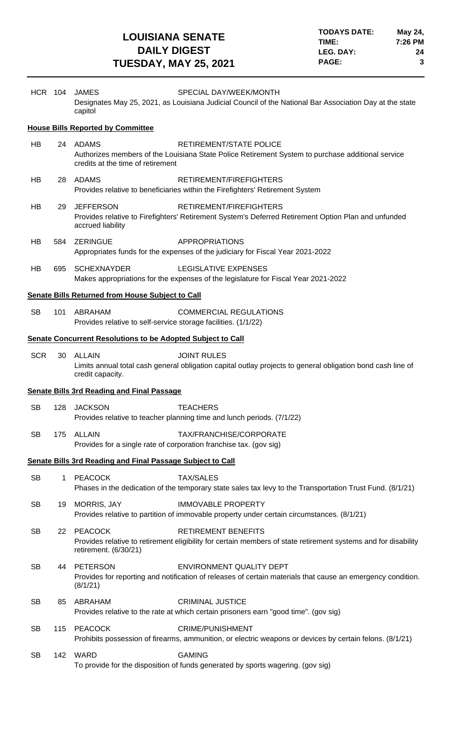| | | | | |
|---|---|---|---|---|
| HCR | 104 | JAMES | SPECIAL DAY/WEEK/MONTH | |
| | | Designates May 25, 2021, as Louisiana Judicial Council of the National Bar Association Day at the state capitol | | |

**House Bills Reported by Committee**

| | | | |
|---|---|---|---|
| HB | 24 | ADAMS | RETIREMENT/STATE POLICE |
| | | Authorizes members of the Louisiana State Police Retirement System to purchase additional service credits at the time of retirement | |
| HB | 28 | ADAMS | RETIREMENT/FIREFIGHTERS |
| | | Provides relative to beneficiaries within the Firefighters' Retirement System | |
| HB | 29 | JEFFERSON | RETIREMENT/FIREFIGHTERS |
| | | Provides relative to Firefighters' Retirement System's Deferred Retirement Option Plan and unfunded accrued liability | |
| HB | 584 | ZERINGUE | APPROPRIATIONS |
| | | Appropriates funds for the expenses of the judiciary for Fiscal Year 2021-2022 | |
| HB | 695 | SCHEXNAYDER | LEGISLATIVE EXPENSES |
| | | Makes appropriations for the expenses of the legislature for Fiscal Year 2021-2022 | |

**Senate Bills Returned from House Subject to Call**

| | | | |
|---|---|---|---|
| SB | 101 | ABRAHAM | COMMERCIAL REGULATIONS |
| | | Provides relative to self-service storage facilities. (1/1/22) | |

**Senate Concurrent Resolutions to be Adopted Subject to Call**

| | | | |
|---|---|---|---|
| SCR | 30 | ALLAIN | JOINT RULES |
| | | Limits annual total cash general obligation capital outlay projects to general obligation bond cash line of credit capacity. | |

**Senate Bills 3rd Reading and Final Passage**

| | | | |
|---|---|---|---|
| SB | 128 | JACKSON | TEACHERS |
| | | Provides relative to teacher planning time and lunch periods. (7/1/22) | |
| SB | 175 | ALLAIN | TAX/FRANCHISE/CORPORATE |
| | | Provides for a single rate of corporation franchise tax. (gov sig) | |

**Senate Bills 3rd Reading and Final Passage Subject to Call**

| | | | |
|---|---|---|---|
| SB | 1 | PEACOCK | TAX/SALES |
| | | Phases in the dedication of the temporary state sales tax levy to the Transportation Trust Fund. (8/1/21) | |
| SB | 19 | MORRIS, JAY | IMMOVABLE PROPERTY |
| | | Provides relative to partition of immovable property under certain circumstances. (8/1/21) | |
| SB | 22 | PEACOCK | RETIREMENT BENEFITS |
| | | Provides relative to retirement eligibility for certain members of state retirement systems and for disability retirement. (6/30/21) | |
| SB | 44 | PETERSON | ENVIRONMENT QUALITY DEPT |
| | | Provides for reporting and notification of releases of certain materials that cause an emergency condition. (8/1/21) | |
| SB | 85 | ABRAHAM | CRIMINAL JUSTICE |
| | | Provides relative to the rate at which certain prisoners earn "good time". (gov sig) | |
| SB | 115 | PEACOCK | CRIME/PUNISHMENT |
| | | Prohibits possession of firearms, ammunition, or electric weapons or devices by certain felons. (8/1/21) | |
| SB | 142 | WARD | GAMING |
| | | To provide for the disposition of funds generated by sports wagering. (gov sig) | |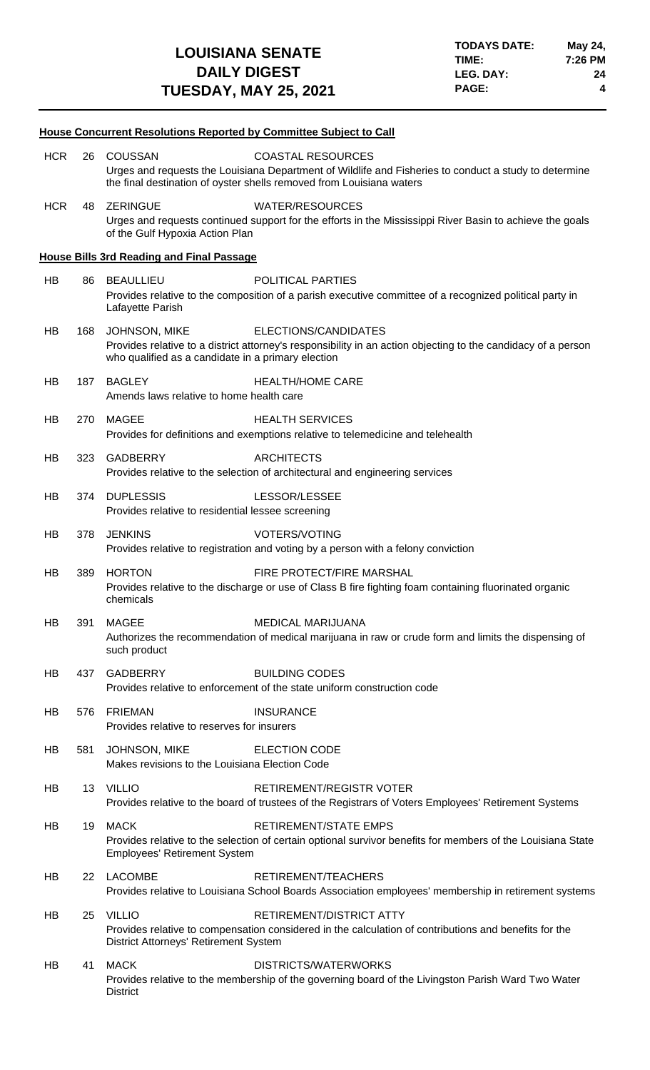### House Concurrent Resolutions Reported by Committee Subject to Call

**HCR 26** COUSSAN — COASTAL RESOURCES
Urges and requests the Louisiana Department of Wildlife and Fisheries to conduct a study to determine the final destination of oyster shells removed from Louisiana waters

**HCR 48** ZERINGUE — WATER/RESOURCES
Urges and requests continued support for the efforts in the Mississippi River Basin to achieve the goals of the Gulf Hypoxia Action Plan

### House Bills 3rd Reading and Final Passage

**HB 86** BEAULLIEU — POLITICAL PARTIES
Provides relative to the composition of a parish executive committee of a recognized political party in Lafayette Parish

**HB 168** JOHNSON, MIKE — ELECTIONS/CANDIDATES
Provides relative to a district attorney's responsibility in an action objecting to the candidacy of a person who qualified as a candidate in a primary election

**HB 187** BAGLEY — HEALTH/HOME CARE
Amends laws relative to home health care

**HB 270** MAGEE — HEALTH SERVICES
Provides for definitions and exemptions relative to telemedicine and telehealth

**HB 323** GADBERRY — ARCHITECTS
Provides relative to the selection of architectural and engineering services

**HB 374** DUPLESSIS — LESSOR/LESSEE
Provides relative to residential lessee screening

**HB 378** JENKINS — VOTERS/VOTING
Provides relative to registration and voting by a person with a felony conviction

**HB 389** HORTON — FIRE PROTECT/FIRE MARSHAL
Provides relative to the discharge or use of Class B fire fighting foam containing fluorinated organic chemicals

**HB 391** MAGEE — MEDICAL MARIJUANA
Authorizes the recommendation of medical marijuana in raw or crude form and limits the dispensing of such product

**HB 437** GADBERRY — BUILDING CODES
Provides relative to enforcement of the state uniform construction code

**HB 576** FRIEMAN — INSURANCE
Provides relative to reserves for insurers

**HB 581** JOHNSON, MIKE — ELECTION CODE
Makes revisions to the Louisiana Election Code

**HB 13** VILLIO — RETIREMENT/REGISTR VOTER
Provides relative to the board of trustees of the Registrars of Voters Employees' Retirement Systems

**HB 19** MACK — RETIREMENT/STATE EMPS
Provides relative to the selection of certain optional survivor benefits for members of the Louisiana State Employees' Retirement System

**HB 22** LACOMBE — RETIREMENT/TEACHERS
Provides relative to Louisiana School Boards Association employees' membership in retirement systems

**HB 25** VILLIO — RETIREMENT/DISTRICT ATTY
Provides relative to compensation considered in the calculation of contributions and benefits for the District Attorneys' Retirement System

**HB 41** MACK — DISTRICTS/WATERWORKS
Provides relative to the membership of the governing board of the Livingston Parish Ward Two Water District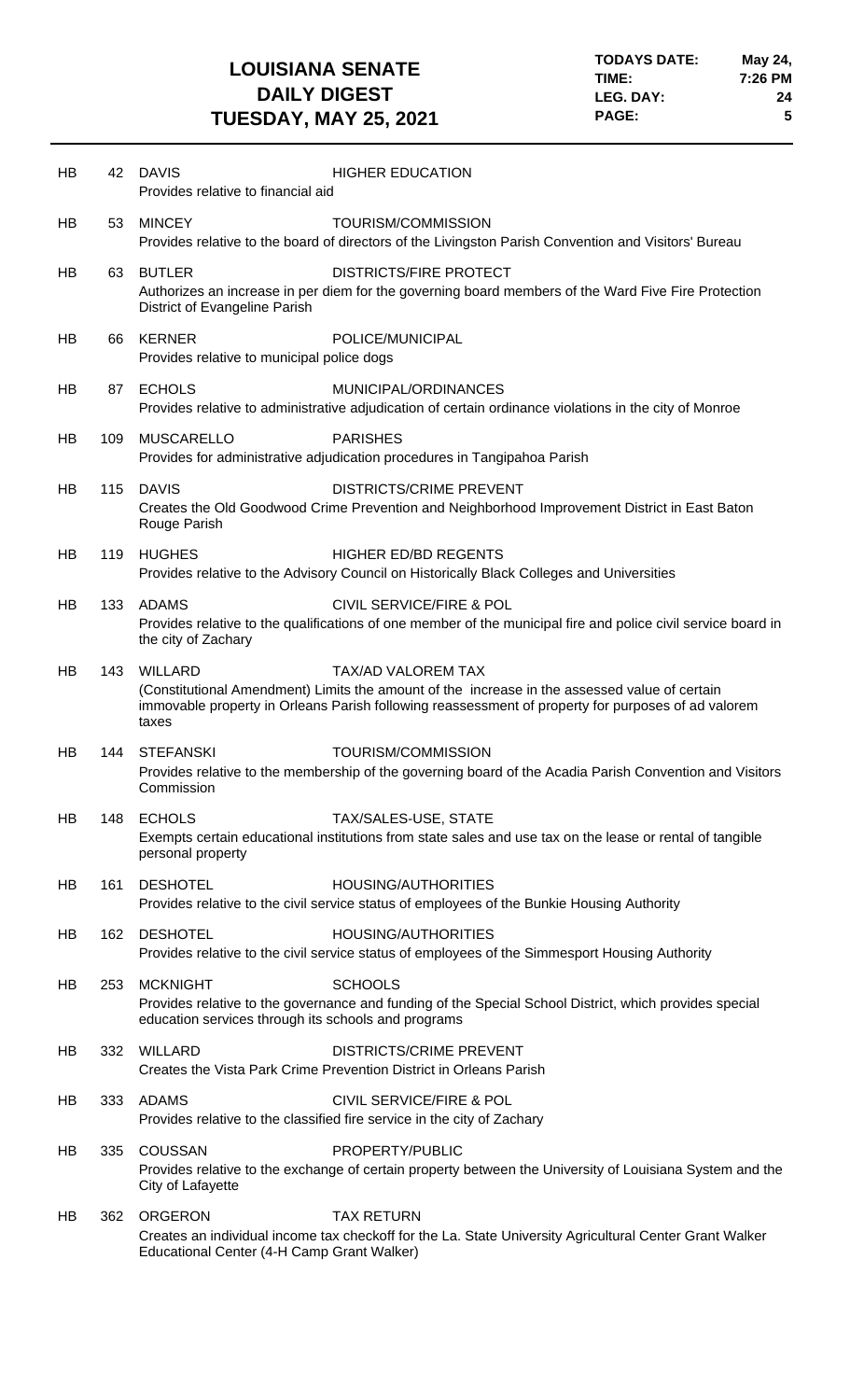| | | | |
|---|---|---|---|
| HB | 42 | DAVIS | HIGHER EDUCATION |
| | | Provides relative to financial aid | |
| HB | 53 | MINCEY | TOURISM/COMMISSION |
| | | Provides relative to the board of directors of the Livingston Parish Convention and Visitors' Bureau | |
| HB | 63 | BUTLER | DISTRICTS/FIRE PROTECT |
| | | Authorizes an increase in per diem for the governing board members of the Ward Five Fire Protection District of Evangeline Parish | |
| HB | 66 | KERNER | POLICE/MUNICIPAL |
| | | Provides relative to municipal police dogs | |
| HB | 87 | ECHOLS | MUNICIPAL/ORDINANCES |
| | | Provides relative to administrative adjudication of certain ordinance violations in the city of Monroe | |
| HB | 109 | MUSCARELLO | PARISHES |
| | | Provides for administrative adjudication procedures in Tangipahoa Parish | |
| HB | 115 | DAVIS | DISTRICTS/CRIME PREVENT |
| | | Creates the Old Goodwood Crime Prevention and Neighborhood Improvement District in East Baton Rouge Parish | |
| HB | 119 | HUGHES | HIGHER ED/BD REGENTS |
| | | Provides relative to the Advisory Council on Historically Black Colleges and Universities | |
| HB | 133 | ADAMS | CIVIL SERVICE/FIRE & POL |
| | | Provides relative to the qualifications of one member of the municipal fire and police civil service board in the city of Zachary | |
| HB | 143 | WILLARD | TAX/AD VALOREM TAX |
| | | (Constitutional Amendment) Limits the amount of the increase in the assessed value of certain immovable property in Orleans Parish following reassessment of property for purposes of ad valorem taxes | |
| HB | 144 | STEFANSKI | TOURISM/COMMISSION |
| | | Provides relative to the membership of the governing board of the Acadia Parish Convention and Visitors Commission | |
| HB | 148 | ECHOLS | TAX/SALES-USE, STATE |
| | | Exempts certain educational institutions from state sales and use tax on the lease or rental of tangible personal property | |
| HB | 161 | DESHOTEL | HOUSING/AUTHORITIES |
| | | Provides relative to the civil service status of employees of the Bunkie Housing Authority | |
| HB | 162 | DESHOTEL | HOUSING/AUTHORITIES |
| | | Provides relative to the civil service status of employees of the Simmesport Housing Authority | |
| HB | 253 | MCKNIGHT | SCHOOLS |
| | | Provides relative to the governance and funding of the Special School District, which provides special education services through its schools and programs | |
| HB | 332 | WILLARD | DISTRICTS/CRIME PREVENT |
| | | Creates the Vista Park Crime Prevention District in Orleans Parish | |
| HB | 333 | ADAMS | CIVIL SERVICE/FIRE & POL |
| | | Provides relative to the classified fire service in the city of Zachary | |
| HB | 335 | COUSSAN | PROPERTY/PUBLIC |
| | | Provides relative to the exchange of certain property between the University of Louisiana System and the City of Lafayette | |
| HB | 362 | ORGERON | TAX RETURN |
| | | Creates an individual income tax checkoff for the La. State University Agricultural Center Grant Walker Educational Center (4-H Camp Grant Walker) | |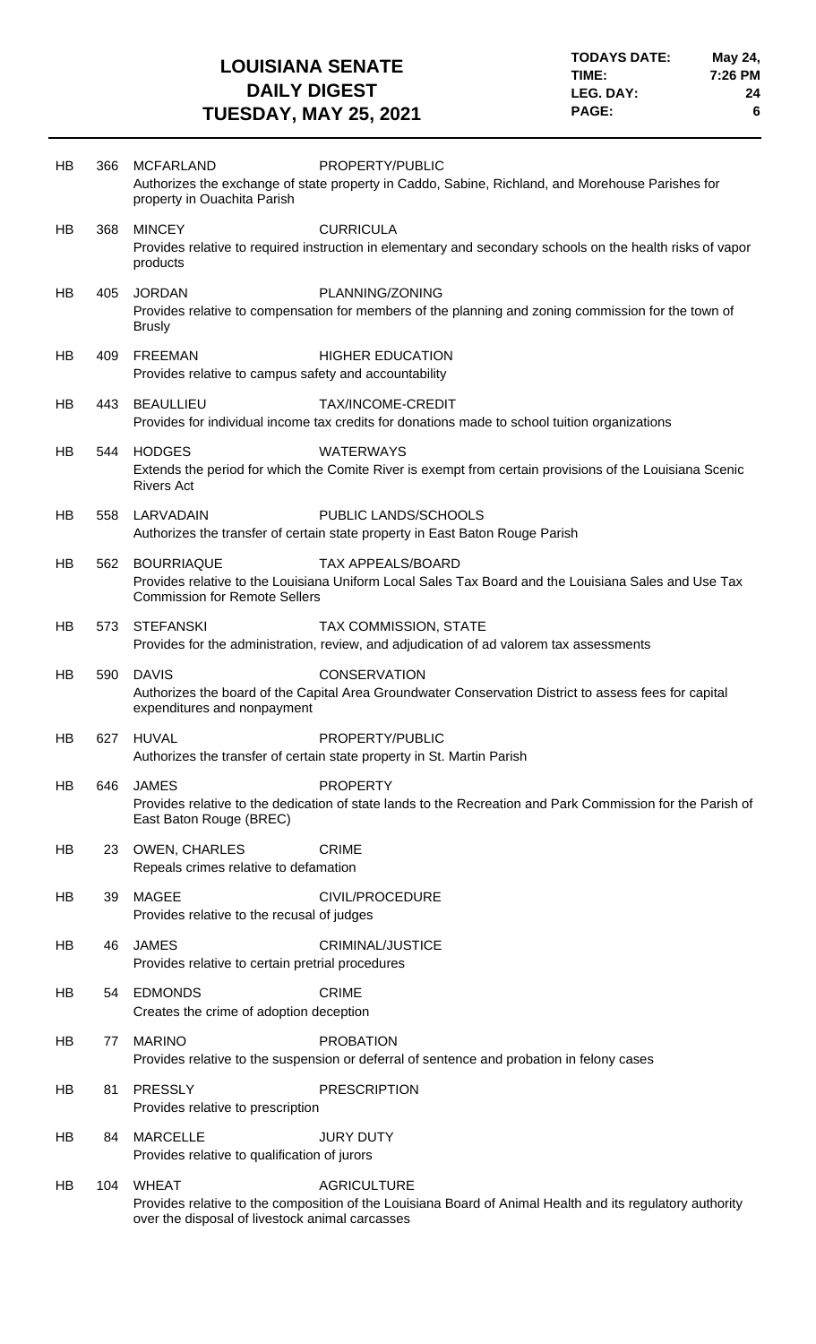| | | | |
|---|---|---|---|
| HB | 366 | MCFARLAND | PROPERTY/PUBLIC |
| | | Authorizes the exchange of state property in Caddo, Sabine, Richland, and Morehouse Parishes for property in Ouachita Parish | |
| HB | 368 | MINCEY | CURRICULA |
| | | Provides relative to required instruction in elementary and secondary schools on the health risks of vapor products | |
| HB | 405 | JORDAN | PLANNING/ZONING |
| | | Provides relative to compensation for members of the planning and zoning commission for the town of Brusly | |
| HB | 409 | FREEMAN | HIGHER EDUCATION |
| | | Provides relative to campus safety and accountability | |
| HB | 443 | BEAULLIEU | TAX/INCOME-CREDIT |
| | | Provides for individual income tax credits for donations made to school tuition organizations | |
| HB | 544 | HODGES | WATERWAYS |
| | | Extends the period for which the Comite River is exempt from certain provisions of the Louisiana Scenic Rivers Act | |
| HB | 558 | LARVADAIN | PUBLIC LANDS/SCHOOLS |
| | | Authorizes the transfer of certain state property in East Baton Rouge Parish | |
| HB | 562 | BOURRIAQUE | TAX APPEALS/BOARD |
| | | Provides relative to the Louisiana Uniform Local Sales Tax Board and the Louisiana Sales and Use Tax Commission for Remote Sellers | |
| HB | 573 | STEFANSKI | TAX COMMISSION, STATE |
| | | Provides for the administration, review, and adjudication of ad valorem tax assessments | |
| HB | 590 | DAVIS | CONSERVATION |
| | | Authorizes the board of the Capital Area Groundwater Conservation District to assess fees for capital expenditures and nonpayment | |
| HB | 627 | HUVAL | PROPERTY/PUBLIC |
| | | Authorizes the transfer of certain state property in St. Martin Parish | |
| HB | 646 | JAMES | PROPERTY |
| | | Provides relative to the dedication of state lands to the Recreation and Park Commission for the Parish of East Baton Rouge (BREC) | |
| HB | 23 | OWEN, CHARLES | CRIME |
| | | Repeals crimes relative to defamation | |
| HB | 39 | MAGEE | CIVIL/PROCEDURE |
| | | Provides relative to the recusal of judges | |
| HB | 46 | JAMES | CRIMINAL/JUSTICE |
| | | Provides relative to certain pretrial procedures | |
| HB | 54 | EDMONDS | CRIME |
| | | Creates the crime of adoption deception | |
| HB | 77 | MARINO | PROBATION |
| | | Provides relative to the suspension or deferral of sentence and probation in felony cases | |
| HB | 81 | PRESSLY | PRESCRIPTION |
| | | Provides relative to prescription | |
| HB | 84 | MARCELLE | JURY DUTY |
| | | Provides relative to qualification of jurors | |
| HB | 104 | WHEAT | AGRICULTURE |
| | | Provides relative to the composition of the Louisiana Board of Animal Health and its regulatory authority over the disposal of livestock animal carcasses | |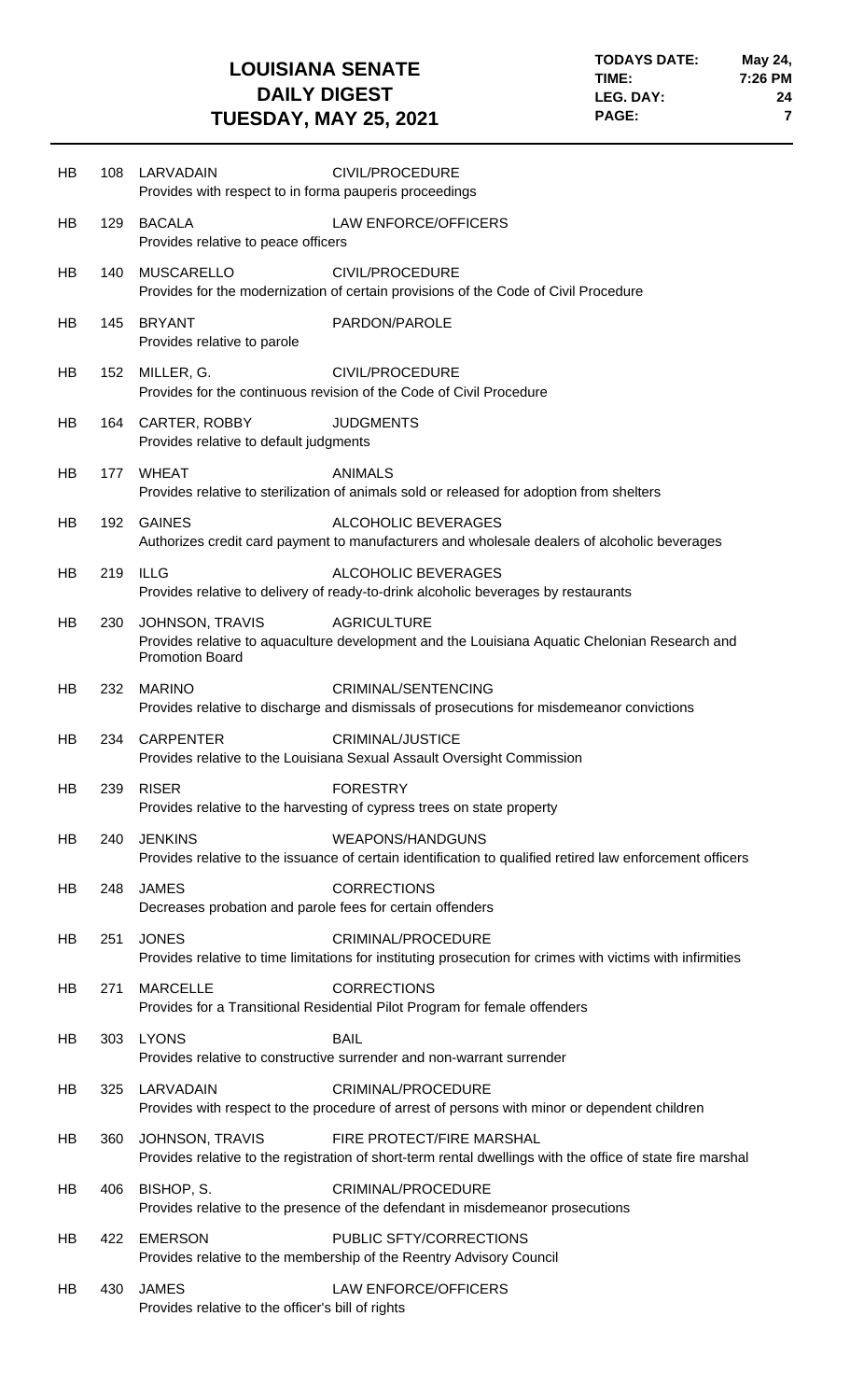| | | | |
|---|---|---|---|
| HB | 108 | LARVADAIN | CIVIL/PROCEDURE |
| | | Provides with respect to in forma pauperis proceedings | |
| HB | 129 | BACALA | LAW ENFORCE/OFFICERS |
| | | Provides relative to peace officers | |
| HB | 140 | MUSCARELLO | CIVIL/PROCEDURE |
| | | Provides for the modernization of certain provisions of the Code of Civil Procedure | |
| HB | 145 | BRYANT | PARDON/PAROLE |
| | | Provides relative to parole | |
| HB | 152 | MILLER, G. | CIVIL/PROCEDURE |
| | | Provides for the continuous revision of the Code of Civil Procedure | |
| HB | 164 | CARTER, ROBBY | JUDGMENTS |
| | | Provides relative to default judgments | |
| HB | 177 | WHEAT | ANIMALS |
| | | Provides relative to sterilization of animals sold or released for adoption from shelters | |
| HB | 192 | GAINES | ALCOHOLIC BEVERAGES |
| | | Authorizes credit card payment to manufacturers and wholesale dealers of alcoholic beverages | |
| HB | 219 | ILLG | ALCOHOLIC BEVERAGES |
| | | Provides relative to delivery of ready-to-drink alcoholic beverages by restaurants | |
| HB | 230 | JOHNSON, TRAVIS | AGRICULTURE |
| | | Provides relative to aquaculture development and the Louisiana Aquatic Chelonian Research and Promotion Board | |
| HB | 232 | MARINO | CRIMINAL/SENTENCING |
| | | Provides relative to discharge and dismissals of prosecutions for misdemeanor convictions | |
| HB | 234 | CARPENTER | CRIMINAL/JUSTICE |
| | | Provides relative to the Louisiana Sexual Assault Oversight Commission | |
| HB | 239 | RISER | FORESTRY |
| | | Provides relative to the harvesting of cypress trees on state property | |
| HB | 240 | JENKINS | WEAPONS/HANDGUNS |
| | | Provides relative to the issuance of certain identification to qualified retired law enforcement officers | |
| HB | 248 | JAMES | CORRECTIONS |
| | | Decreases probation and parole fees for certain offenders | |
| HB | 251 | JONES | CRIMINAL/PROCEDURE |
| | | Provides relative to time limitations for instituting prosecution for crimes with victims with infirmities | |
| HB | 271 | MARCELLE | CORRECTIONS |
| | | Provides for a Transitional Residential Pilot Program for female offenders | |
| HB | 303 | LYONS | BAIL |
| | | Provides relative to constructive surrender and non-warrant surrender | |
| HB | 325 | LARVADAIN | CRIMINAL/PROCEDURE |
| | | Provides with respect to the procedure of arrest of persons with minor or dependent children | |
| HB | 360 | JOHNSON, TRAVIS | FIRE PROTECT/FIRE MARSHAL |
| | | Provides relative to the registration of short-term rental dwellings with the office of state fire marshal | |
| HB | 406 | BISHOP, S. | CRIMINAL/PROCEDURE |
| | | Provides relative to the presence of the defendant in misdemeanor prosecutions | |
| HB | 422 | EMERSON | PUBLIC SFTY/CORRECTIONS |
| | | Provides relative to the membership of the Reentry Advisory Council | |
| HB | 430 | JAMES | LAW ENFORCE/OFFICERS |
| | | Provides relative to the officer's bill of rights | |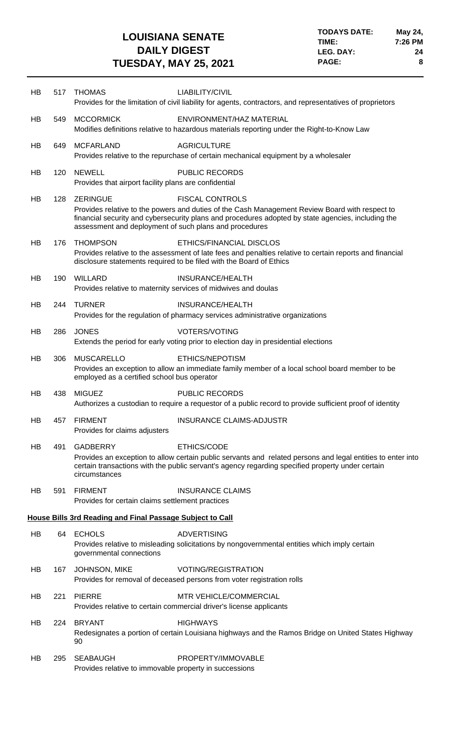| | | | |
|---|---|---|---|
| HB | 517 | THOMAS | LIABILITY/CIVIL |
| | | Provides for the limitation of civil liability for agents, contractors, and representatives of proprietors | |
| HB | 549 | MCCORMICK | ENVIRONMENT/HAZ MATERIAL |
| | | Modifies definitions relative to hazardous materials reporting under the Right-to-Know Law | |
| HB | 649 | MCFARLAND | AGRICULTURE |
| | | Provides relative to the repurchase of certain mechanical equipment by a wholesaler | |
| HB | 120 | NEWELL | PUBLIC RECORDS |
| | | Provides that airport facility plans are confidential | |
| HB | 128 | ZERINGUE | FISCAL CONTROLS |
| | | Provides relative to the powers and duties of the Cash Management Review Board with respect to financial security and cybersecurity plans and procedures adopted by state agencies, including the assessment and deployment of such plans and procedures | |
| HB | 176 | THOMPSON | ETHICS/FINANCIAL DISCLOS |
| | | Provides relative to the assessment of late fees and penalties relative to certain reports and financial disclosure statements required to be filed with the Board of Ethics | |
| HB | 190 | WILLARD | INSURANCE/HEALTH |
| | | Provides relative to maternity services of midwives and doulas | |
| HB | 244 | TURNER | INSURANCE/HEALTH |
| | | Provides for the regulation of pharmacy services administrative organizations | |
| HB | 286 | JONES | VOTERS/VOTING |
| | | Extends the period for early voting prior to election day in presidential elections | |
| HB | 306 | MUSCARELLO | ETHICS/NEPOTISM |
| | | Provides an exception to allow an immediate family member of a local school board member to be employed as a certified school bus operator | |
| HB | 438 | MIGUEZ | PUBLIC RECORDS |
| | | Authorizes a custodian to require a requestor of a public record to provide sufficient proof of identity | |
| HB | 457 | FIRMENT | INSURANCE CLAIMS-ADJUSTR |
| | | Provides for claims adjusters | |
| HB | 491 | GADBERRY | ETHICS/CODE |
| | | Provides an exception to allow certain public servants and related persons and legal entities to enter into certain transactions with the public servant's agency regarding specified property under certain circumstances | |
| HB | 591 | FIRMENT | INSURANCE CLAIMS |
| | | Provides for certain claims settlement practices | |

**House Bills 3rd Reading and Final Passage Subject to Call**

| | | | |
|---|---|---|---|
| HB | 64 | ECHOLS | ADVERTISING |
| | | Provides relative to misleading solicitations by nongovernmental entities which imply certain governmental connections | |
| HB | 167 | JOHNSON, MIKE | VOTING/REGISTRATION |
| | | Provides for removal of deceased persons from voter registration rolls | |
| HB | 221 | PIERRE | MTR VEHICLE/COMMERCIAL |
| | | Provides relative to certain commercial driver's license applicants | |
| HB | 224 | BRYANT | HIGHWAYS |
| | | Redesignates a portion of certain Louisiana highways and the Ramos Bridge on United States Highway 90 | |
| HB | 295 | SEABAUGH | PROPERTY/IMMOVABLE |
| | | Provides relative to immovable property in successions | |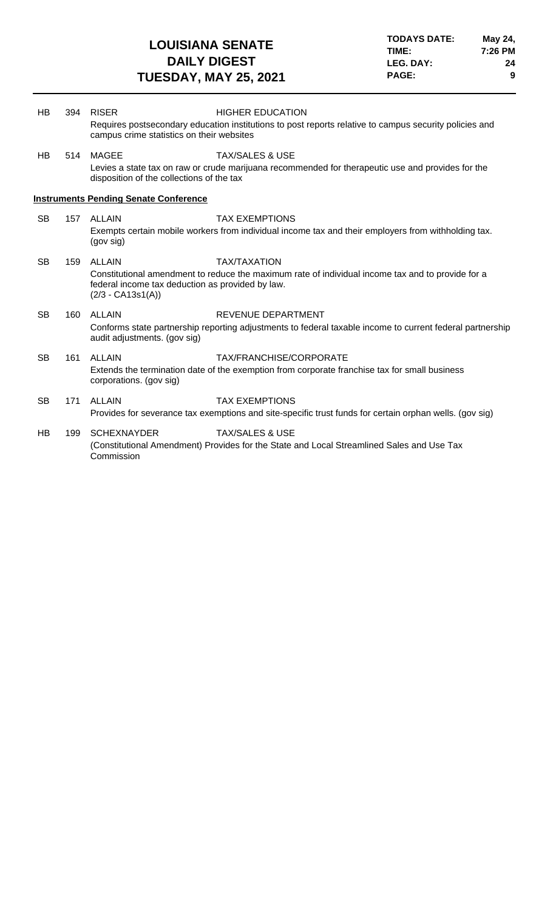HB 394 RISER HIGHER EDUCATION

Requires postsecondary education institutions to post reports relative to campus security policies and campus crime statistics on their websites

HB 514 MAGEE TAX/SALES & USE

Levies a state tax on raw or crude marijuana recommended for therapeutic use and provides for the disposition of the collections of the tax

**Instruments Pending Senate Conference**

SB 157 ALLAIN TAX EXEMPTIONS

Exempts certain mobile workers from individual income tax and their employers from withholding tax. (gov sig)

SB 159 ALLAIN TAX/TAXATION

Constitutional amendment to reduce the maximum rate of individual income tax and to provide for a federal income tax deduction as provided by law. (2/3 - CA13s1(A))

SB 160 ALLAIN REVENUE DEPARTMENT

Conforms state partnership reporting adjustments to federal taxable income to current federal partnership audit adjustments. (gov sig)

SB 161 ALLAIN TAX/FRANCHISE/CORPORATE

Extends the termination date of the exemption from corporate franchise tax for small business corporations. (gov sig)

SB 171 ALLAIN TAX EXEMPTIONS

Provides for severance tax exemptions and site-specific trust funds for certain orphan wells. (gov sig)

HB 199 SCHEXNAYDER TAX/SALES & USE

(Constitutional Amendment) Provides for the State and Local Streamlined Sales and Use Tax Commission